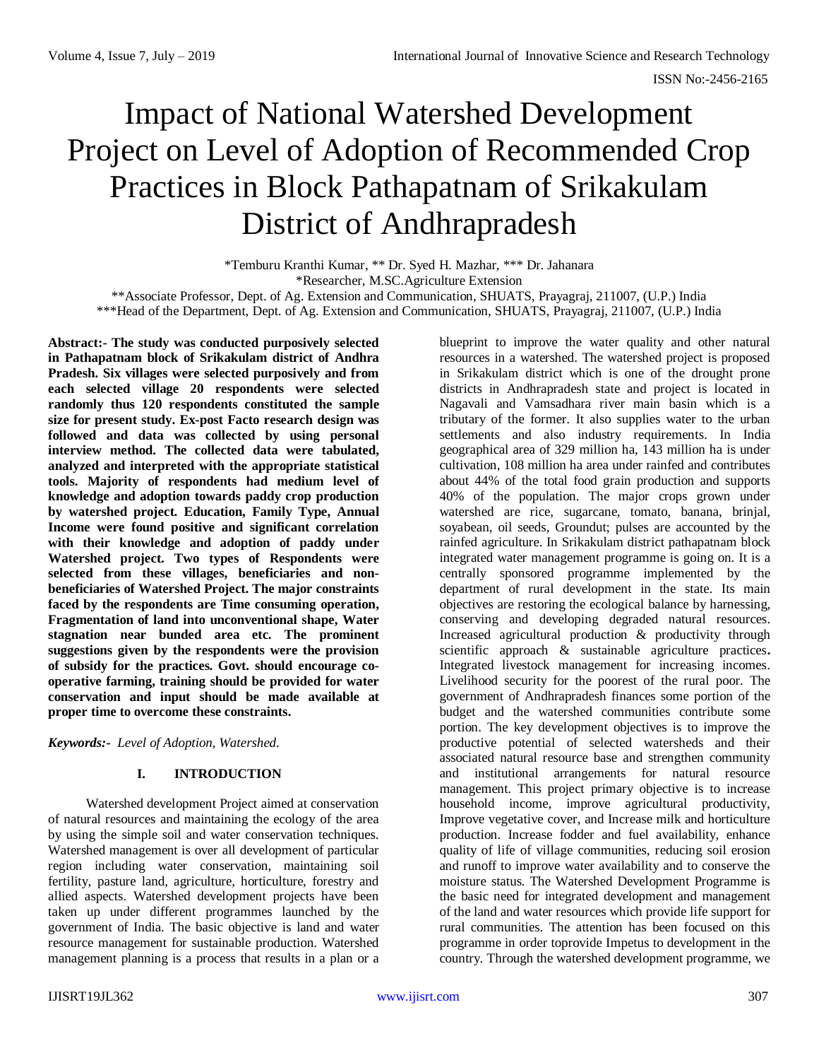# Impact of National Watershed Development Project on Level of Adoption of Recommended Crop Practices in Block Pathapatnam of Srikakulam District of Andhrapradesh

*Temburu Kranthi Kumar, ** Dr. Syed H. Mazhar, *** Dr. Jahanara

*Researcher, M.SC.Agriculture Extension

**Associate Professor, Dept. of Ag. Extension and Communication, SHUATS, Prayagraj, 211007, (U.P.) India

***Head of the Department, Dept. of Ag. Extension and Communication, SHUATS, Prayagraj, 211007, (U.P.) India

**Abstract:- The study was conducted purposively selected in Pathapatnam block of Srikakulam district of Andhra Pradesh. Six villages were selected purposively and from each selected village 20 respondents were selected randomly thus 120 respondents constituted the sample size for present study. Ex-post Facto research design was followed and data was collected by using personal interview method. The collected data were tabulated, analyzed and interpreted with the appropriate statistical tools. Majority of respondents had medium level of knowledge and adoption towards paddy crop production by watershed project. Education, Family Type, Annual Income were found positive and significant correlation with their knowledge and adoption of paddy under Watershed project. Two types of Respondents were selected from these villages, beneficiaries and non-beneficiaries of Watershed Project. The major constraints faced by the respondents are Time consuming operation, Fragmentation of land into unconventional shape, Water stagnation near bunded area etc. The prominent suggestions given by the respondents were the provision of subsidy for the practices. Govt. should encourage co-operative farming, training should be provided for water conservation and input should be made available at proper time to overcome these constraints.**

***Keywords:-** Level of Adoption, Watershed.*

## I. INTRODUCTION

Watershed development Project aimed at conservation of natural resources and maintaining the ecology of the area by using the simple soil and water conservation techniques. Watershed management is over all development of particular region including water conservation, maintaining soil fertility, pasture land, agriculture, horticulture, forestry and allied aspects. Watershed development projects have been taken up under different programmes launched by the government of India. The basic objective is land and water resource management for sustainable production. Watershed management planning is a process that results in a plan or a blueprint to improve the water quality and other natural resources in a watershed. The watershed project is proposed in Srikakulam district which is one of the drought prone districts in Andhrapradesh state and project is located in Nagavali and Vamsadhara river main basin which is a tributary of the former. It also supplies water to the urban settlements and also industry requirements. In India geographical area of 329 million ha, 143 million ha is under cultivation, 108 million ha area under rainfed and contributes about 44% of the total food grain production and supports 40% of the population. The major crops grown under watershed are rice, sugarcane, tomato, banana, brinjal, soyabean, oil seeds, Groundut; pulses are accounted by the rainfed agriculture. In Srikakulam district pathapatnam block integrated water management programme is going on. It is a centrally sponsored programme implemented by the department of rural development in the state. Its main objectives are restoring the ecological balance by harnessing, conserving and developing degraded natural resources. Increased agricultural production & productivity through scientific approach & sustainable agriculture practices**.** Integrated livestock management for increasing incomes. Livelihood security for the poorest of the rural poor. The government of Andhrapradesh finances some portion of the budget and the watershed communities contribute some portion. The key development objectives is to improve the productive potential of selected watersheds and their associated natural resource base and strengthen community and institutional arrangements for natural resource management. This project primary objective is to increase household income, improve agricultural productivity, Improve vegetative cover, and Increase milk and horticulture production. Increase fodder and fuel availability, enhance quality of life of village communities, reducing soil erosion and runoff to improve water availability and to conserve the moisture status. The Watershed Development Programme is the basic need for integrated development and management of the land and water resources which provide life support for rural communities. The attention has been focused on this programme in order toprovide Impetus to development in the country. Through the watershed development programme, we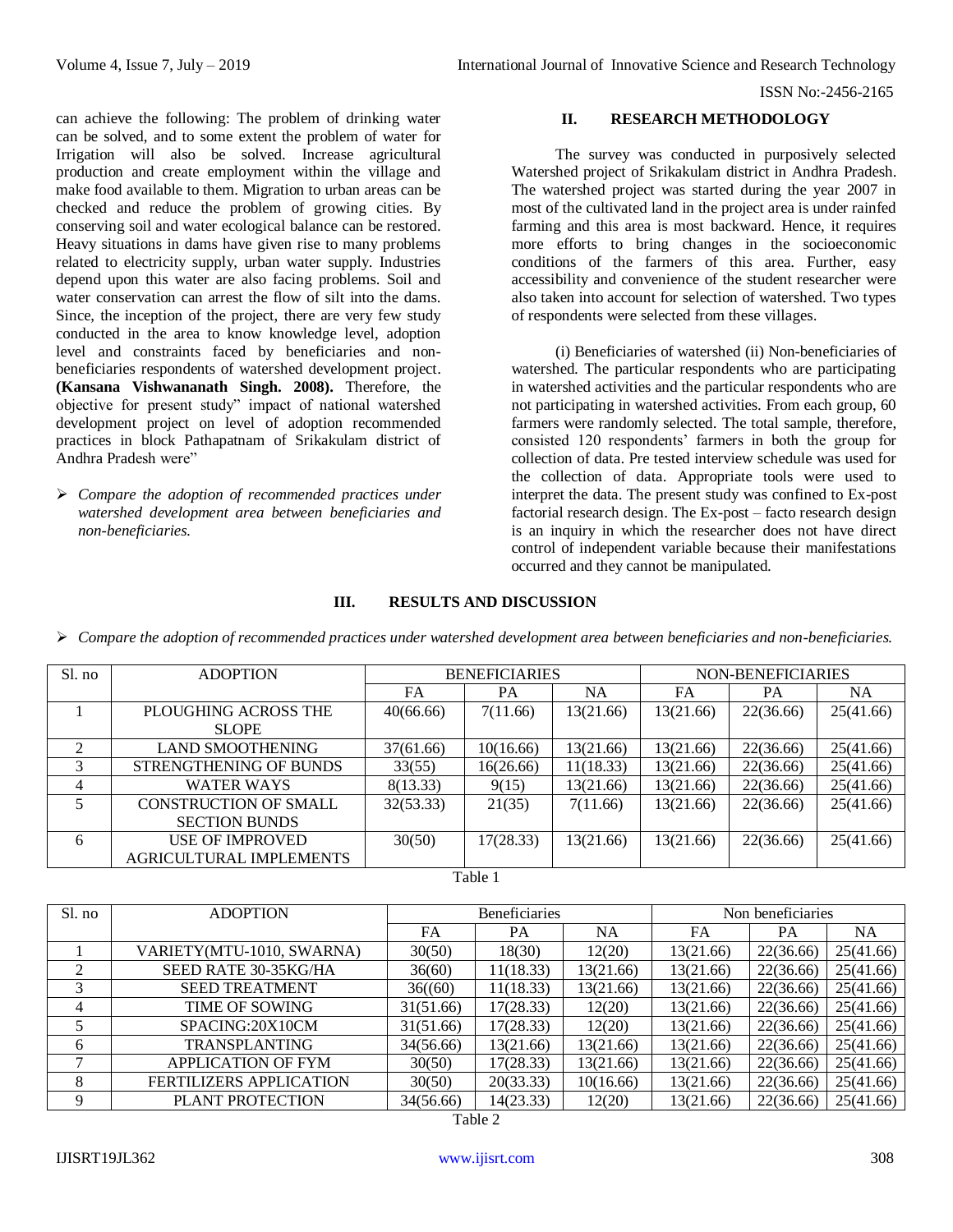can achieve the following: The problem of drinking water can be solved, and to some extent the problem of water for Irrigation will also be solved. Increase agricultural production and create employment within the village and make food available to them. Migration to urban areas can be checked and reduce the problem of growing cities. By conserving soil and water ecological balance can be restored. Heavy situations in dams have given rise to many problems related to electricity supply, urban water supply. Industries depend upon this water are also facing problems. Soil and water conservation can arrest the flow of silt into the dams. Since, the inception of the project, there are very few study conducted in the area to know knowledge level, adoption level and constraints faced by beneficiaries and non-beneficiaries respondents of watershed development project. **(Kansana Vishwananath Singh. 2008).** Therefore, the objective for present study" impact of national watershed development project on level of adoption recommended practices in block Pathapatnam of Srikakulam district of Andhra Pradesh were"

- *Compare the adoption of recommended practices under watershed development area between beneficiaries and non-beneficiaries.*

## II. RESEARCH METHODOLOGY

The survey was conducted in purposively selected Watershed project of Srikakulam district in Andhra Pradesh. The watershed project was started during the year 2007 in most of the cultivated land in the project area is under rainfed farming and this area is most backward. Hence, it requires more efforts to bring changes in the socioeconomic conditions of the farmers of this area. Further, easy accessibility and convenience of the student researcher were also taken into account for selection of watershed. Two types of respondents were selected from these villages.

(i) Beneficiaries of watershed (ii) Non-beneficiaries of watershed. The particular respondents who are participating in watershed activities and the particular respondents who are not participating in watershed activities. From each group, 60 farmers were randomly selected. The total sample, therefore, consisted 120 respondents' farmers in both the group for collection of data. Pre tested interview schedule was used for the collection of data. Appropriate tools were used to interpret the data. The present study was confined to Ex-post factorial research design. The Ex-post – facto research design is an inquiry in which the researcher does not have direct control of independent variable because their manifestations occurred and they cannot be manipulated.

## III. RESULTS AND DISCUSSION

- *Compare the adoption of recommended practices under watershed development area between beneficiaries and non-beneficiaries.*

| Sl. no | ADOPTION | BENEFICIARIES | | | NON-BENEFICIARIES | | |
|---|---|---|---|---|---|---|---|
| | | FA | PA | NA | FA | PA | NA |
| 1 | PLOUGHING ACROSS THE SLOPE | 40(66.66) | 7(11.66) | 13(21.66) | 13(21.66) | 22(36.66) | 25(41.66) |
| 2 | LAND SMOOTHENING | 37(61.66) | 10(16.66) | 13(21.66) | 13(21.66) | 22(36.66) | 25(41.66) |
| 3 | STRENGTHENING OF BUNDS | 33(55) | 16(26.66) | 11(18.33) | 13(21.66) | 22(36.66) | 25(41.66) |
| 4 | WATER WAYS | 8(13.33) | 9(15) | 13(21.66) | 13(21.66) | 22(36.66) | 25(41.66) |
| 5 | CONSTRUCTION OF SMALL SECTION BUNDS | 32(53.33) | 21(35) | 7(11.66) | 13(21.66) | 22(36.66) | 25(41.66) |
| 6 | USE OF IMPROVED AGRICULTURAL IMPLEMENTS | 30(50) | 17(28.33) | 13(21.66) | 13(21.66) | 22(36.66) | 25(41.66) |

Table 1

| Sl. no | ADOPTION | Beneficiaries | | | Non beneficiaries | | |
|---|---|---|---|---|---|---|---|
| | | FA | PA | NA | FA | PA | NA |
| 1 | VARIETY(MTU-1010, SWARNA) | 30(50) | 18(30) | 12(20) | 13(21.66) | 22(36.66) | 25(41.66) |
| 2 | SEED RATE 30-35KG/HA | 36(60) | 11(18.33) | 13(21.66) | 13(21.66) | 22(36.66) | 25(41.66) |
| 3 | SEED TREATMENT | 36((60) | 11(18.33) | 13(21.66) | 13(21.66) | 22(36.66) | 25(41.66) |
| 4 | TIME OF SOWING | 31(51.66) | 17(28.33) | 12(20) | 13(21.66) | 22(36.66) | 25(41.66) |
| 5 | SPACING:20X10CM | 31(51.66) | 17(28.33) | 12(20) | 13(21.66) | 22(36.66) | 25(41.66) |
| 6 | TRANSPLANTING | 34(56.66) | 13(21.66) | 13(21.66) | 13(21.66) | 22(36.66) | 25(41.66) |
| 7 | APPLICATION OF FYM | 30(50) | 17(28.33) | 13(21.66) | 13(21.66) | 22(36.66) | 25(41.66) |
| 8 | FERTILIZERS APPLICATION | 30(50) | 20(33.33) | 10(16.66) | 13(21.66) | 22(36.66) | 25(41.66) |
| 9 | PLANT PROTECTION | 34(56.66) | 14(23.33) | 12(20) | 13(21.66) | 22(36.66) | 25(41.66) |

Table 2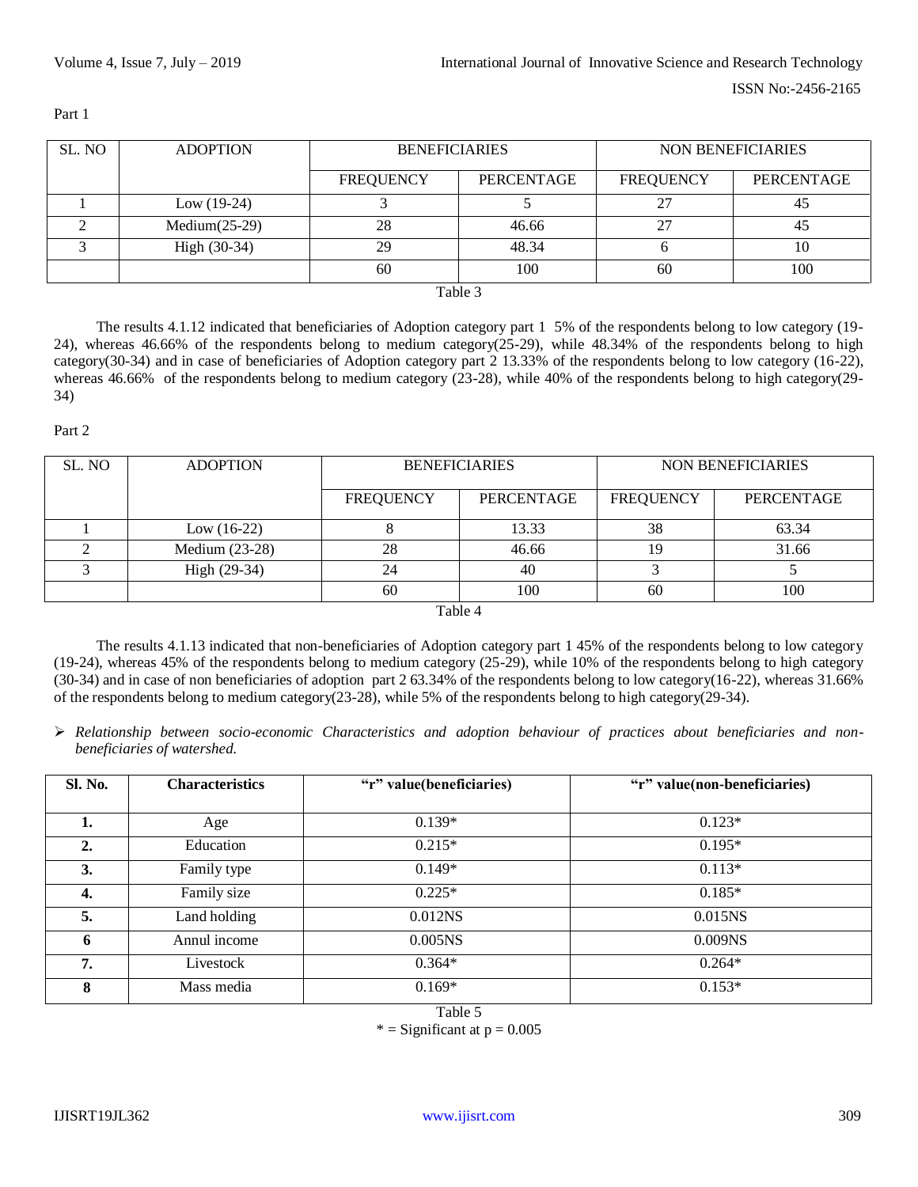Part 1

| SL. NO | ADOPTION | BENEFICIARIES | | NON BENEFICIARIES | |
|---|---|---|---|---|---|
| | | FREQUENCY | PERCENTAGE | FREQUENCY | PERCENTAGE |
| 1 | Low (19-24) | 3 | 5 | 27 | 45 |
| 2 | Medium(25-29) | 28 | 46.66 | 27 | 45 |
| 3 | High (30-34) | 29 | 48.34 | 6 | 10 |
| | | 60 | 100 | 60 | 100 |

Table 3

The results 4.1.12 indicated that beneficiaries of Adoption category part 1 5% of the respondents belong to low category (19-24), whereas 46.66% of the respondents belong to medium category(25-29), while 48.34% of the respondents belong to high category(30-34) and in case of beneficiaries of Adoption category part 2 13.33% of the respondents belong to low category (16-22), whereas 46.66% of the respondents belong to medium category (23-28), while 40% of the respondents belong to high category(29-34)

Part 2

| SL. NO | ADOPTION | BENEFICIARIES | | NON BENEFICIARIES | |
|---|---|---|---|---|---|
| | | FREQUENCY | PERCENTAGE | FREQUENCY | PERCENTAGE |
| 1 | Low (16-22) | 8 | 13.33 | 38 | 63.34 |
| 2 | Medium (23-28) | 28 | 46.66 | 19 | 31.66 |
| 3 | High (29-34) | 24 | 40 | 3 | 5 |
| | | 60 | 100 | 60 | 100 |

Table 4

The results 4.1.13 indicated that non-beneficiaries of Adoption category part 1 45% of the respondents belong to low category (19-24), whereas 45% of the respondents belong to medium category (25-29), while 10% of the respondents belong to high category (30-34) and in case of non beneficiaries of adoption part 2 63.34% of the respondents belong to low category(16-22), whereas 31.66% of the respondents belong to medium category(23-28), while 5% of the respondents belong to high category(29-34).

- *Relationship between socio-economic Characteristics and adoption behaviour of practices about beneficiaries and non-beneficiaries of watershed.*

| Sl. No. | Characteristics | "r" value(beneficiaries) | "r" value(non-beneficiaries) |
|---|---|---|---|
| **1.** | Age | 0.139* | 0.123* |
| **2.** | Education | 0.215* | 0.195* |
| **3.** | Family type | 0.149* | 0.113* |
| **4.** | Family size | 0.225* | 0.185* |
| **5.** | Land holding | 0.012NS | 0.015NS |
| **6** | Annul income | 0.005NS | 0.009NS |
| **7.** | Livestock | 0.364* | 0.264* |
| **8** | Mass media | 0.169* | 0.153* |

Table 5

* = Significant at $p = 0.005$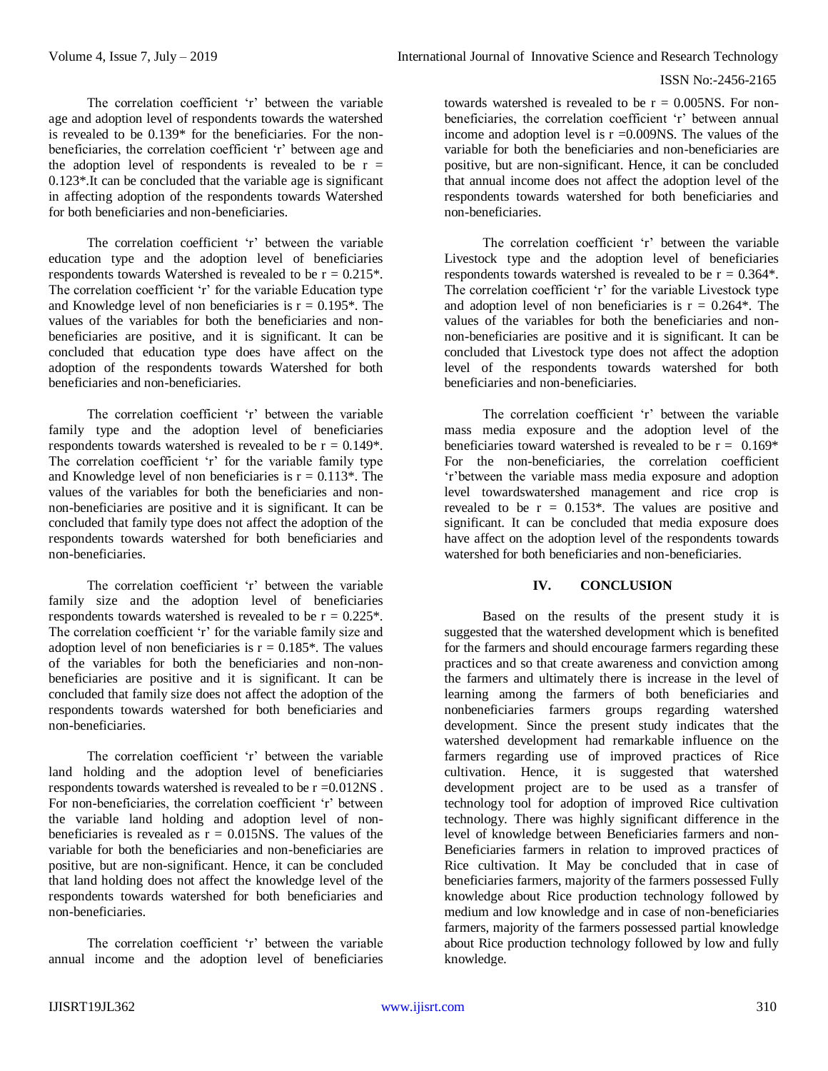The correlation coefficient 'r' between the variable age and adoption level of respondents towards the watershed is revealed to be 0.139* for the beneficiaries. For the non-beneficiaries, the correlation coefficient 'r' between age and the adoption level of respondents is revealed to be r = 0.123*.It can be concluded that the variable age is significant in affecting adoption of the respondents towards Watershed for both beneficiaries and non-beneficiaries.

The correlation coefficient 'r' between the variable education type and the adoption level of beneficiaries respondents towards Watershed is revealed to be r = 0.215*. The correlation coefficient 'r' for the variable Education type and Knowledge level of non beneficiaries is r = 0.195*. The values of the variables for both the beneficiaries and non-beneficiaries are positive, and it is significant. It can be concluded that education type does have affect on the adoption of the respondents towards Watershed for both beneficiaries and non-beneficiaries.

The correlation coefficient 'r' between the variable family type and the adoption level of beneficiaries respondents towards watershed is revealed to be r = 0.149*. The correlation coefficient 'r' for the variable family type and Knowledge level of non beneficiaries is r = 0.113*. The values of the variables for both the beneficiaries and non-non-beneficiaries are positive and it is significant. It can be concluded that family type does not affect the adoption of the respondents towards watershed for both beneficiaries and non-beneficiaries.

The correlation coefficient 'r' between the variable family size and the adoption level of beneficiaries respondents towards watershed is revealed to be r = 0.225*. The correlation coefficient 'r' for the variable family size and adoption level of non beneficiaries is r = 0.185*. The values of the variables for both the beneficiaries and non-non-beneficiaries are positive and it is significant. It can be concluded that family size does not affect the adoption of the respondents towards watershed for both beneficiaries and non-beneficiaries.

The correlation coefficient 'r' between the variable land holding and the adoption level of beneficiaries respondents towards watershed is revealed to be r =0.012NS . For non-beneficiaries, the correlation coefficient 'r' between the variable land holding and adoption level of non-beneficiaries is revealed as r = 0.015NS. The values of the variable for both the beneficiaries and non-beneficiaries are positive, but are non-significant. Hence, it can be concluded that land holding does not affect the knowledge level of the respondents towards watershed for both beneficiaries and non-beneficiaries.

The correlation coefficient 'r' between the variable annual income and the adoption level of beneficiaries towards watershed is revealed to be r = 0.005NS. For non-beneficiaries, the correlation coefficient 'r' between annual income and adoption level is r =0.009NS. The values of the variable for both the beneficiaries and non-beneficiaries are positive, but are non-significant. Hence, it can be concluded that annual income does not affect the adoption level of the respondents towards watershed for both beneficiaries and non-beneficiaries.

The correlation coefficient 'r' between the variable Livestock type and the adoption level of beneficiaries respondents towards watershed is revealed to be r = 0.364*. The correlation coefficient 'r' for the variable Livestock type and adoption level of non beneficiaries is r = 0.264*. The values of the variables for both the beneficiaries and non-non-beneficiaries are positive and it is significant. It can be concluded that Livestock type does not affect the adoption level of the respondents towards watershed for both beneficiaries and non-beneficiaries.

The correlation coefficient 'r' between the variable mass media exposure and the adoption level of the beneficiaries toward watershed is revealed to be r = 0.169* For the non-beneficiaries, the correlation coefficient 'r'between the variable mass media exposure and adoption level towardswatershed management and rice crop is revealed to be r = 0.153*. The values are positive and significant. It can be concluded that media exposure does have affect on the adoption level of the respondents towards watershed for both beneficiaries and non-beneficiaries.

## IV. CONCLUSION

Based on the results of the present study it is suggested that the watershed development which is benefited for the farmers and should encourage farmers regarding these practices and so that create awareness and conviction among the farmers and ultimately there is increase in the level of learning among the farmers of both beneficiaries and nonbeneficiaries farmers groups regarding watershed development. Since the present study indicates that the watershed development had remarkable influence on the farmers regarding use of improved practices of Rice cultivation. Hence, it is suggested that watershed development project are to be used as a transfer of technology tool for adoption of improved Rice cultivation technology. There was highly significant difference in the level of knowledge between Beneficiaries farmers and non-Beneficiaries farmers in relation to improved practices of Rice cultivation. It May be concluded that in case of beneficiaries farmers, majority of the farmers possessed Fully knowledge about Rice production technology followed by medium and low knowledge and in case of non-beneficiaries farmers, majority of the farmers possessed partial knowledge about Rice production technology followed by low and fully knowledge.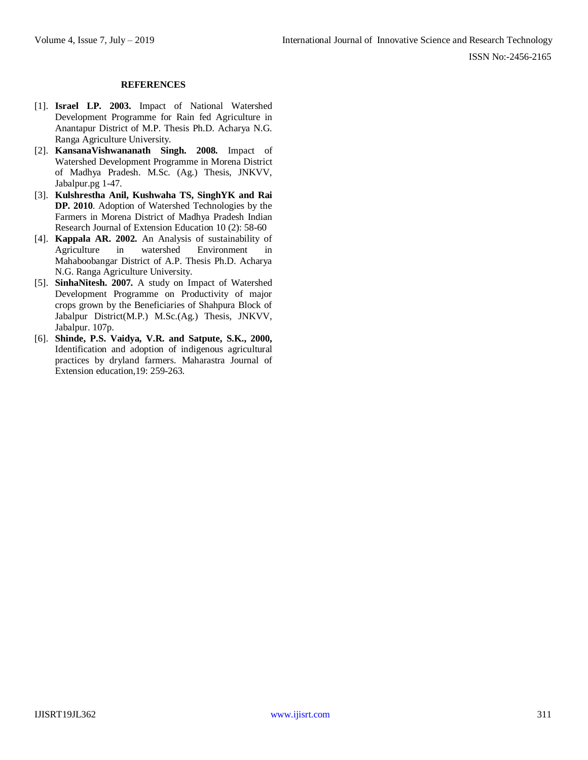## REFERENCES

- [1]. **Israel LP. 2003.** Impact of National Watershed Development Programme for Rain fed Agriculture in Anantapur District of M.P. Thesis Ph.D. Acharya N.G. Ranga Agriculture University.
- [2]. **KansanaVishwananath Singh. 2008.** Impact of Watershed Development Programme in Morena District of Madhya Pradesh. M.Sc. (Ag.) Thesis, JNKVV, Jabalpur.pg 1-47.
- [3]. **Kulshrestha Anil, Kushwaha TS, SinghYK and Rai DP. 2010**. Adoption of Watershed Technologies by the Farmers in Morena District of Madhya Pradesh Indian Research Journal of Extension Education 10 (2): 58-60
- [4]. **Kappala AR. 2002.** An Analysis of sustainability of Agriculture in watershed Environment in Mahaboobangar District of A.P. Thesis Ph.D. Acharya N.G. Ranga Agriculture University.
- [5]. **SinhaNitesh. 2007.** A study on Impact of Watershed Development Programme on Productivity of major crops grown by the Beneficiaries of Shahpura Block of Jabalpur District(M.P.) M.Sc.(Ag.) Thesis, JNKVV, Jabalpur. 107p.
- [6]. **Shinde, P.S. Vaidya, V.R. and Satpute, S.K., 2000,** Identification and adoption of indigenous agricultural practices by dryland farmers. Maharastra Journal of Extension education,19: 259-263.